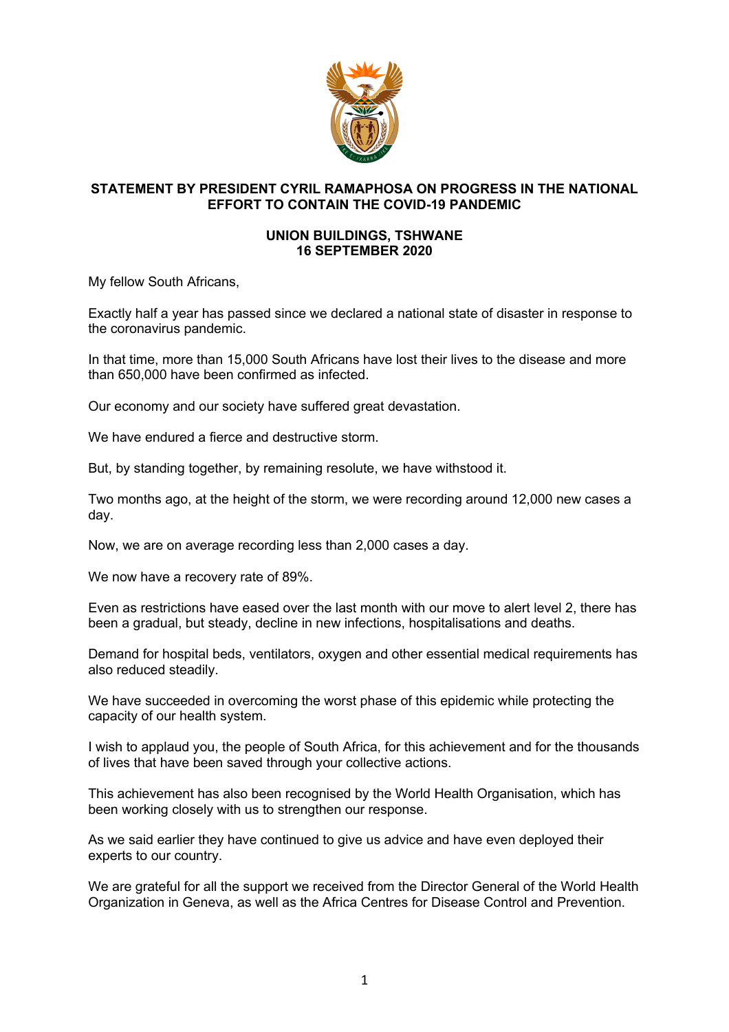# STATEMENT BY PRESIDENT CYRIL RAMAPHOSA ON PROGRESS IN THE NATIONAL EFFORT TO CONTAIN THE COVID-19 PANDEMIC

## UNION BUILDINGS, TSHWANE
## 16 SEPTEMBER 2020

My fellow South Africans,

Exactly half a year has passed since we declared a national state of disaster in response to the coronavirus pandemic.

In that time, more than 15,000 South Africans have lost their lives to the disease and more than 650,000 have been confirmed as infected.

Our economy and our society have suffered great devastation.

We have endured a fierce and destructive storm.

But, by standing together, by remaining resolute, we have withstood it.

Two months ago, at the height of the storm, we were recording around 12,000 new cases a day.

Now, we are on average recording less than 2,000 cases a day.

We now have a recovery rate of 89%.

Even as restrictions have eased over the last month with our move to alert level 2, there has been a gradual, but steady, decline in new infections, hospitalisations and deaths.

Demand for hospital beds, ventilators, oxygen and other essential medical requirements has also reduced steadily.

We have succeeded in overcoming the worst phase of this epidemic while protecting the capacity of our health system.

I wish to applaud you, the people of South Africa, for this achievement and for the thousands of lives that have been saved through your collective actions.

This achievement has also been recognised by the World Health Organisation, which has been working closely with us to strengthen our response.

As we said earlier they have continued to give us advice and have even deployed their experts to our country.

We are grateful for all the support we received from the Director General of the World Health Organization in Geneva, as well as the Africa Centres for Disease Control and Prevention.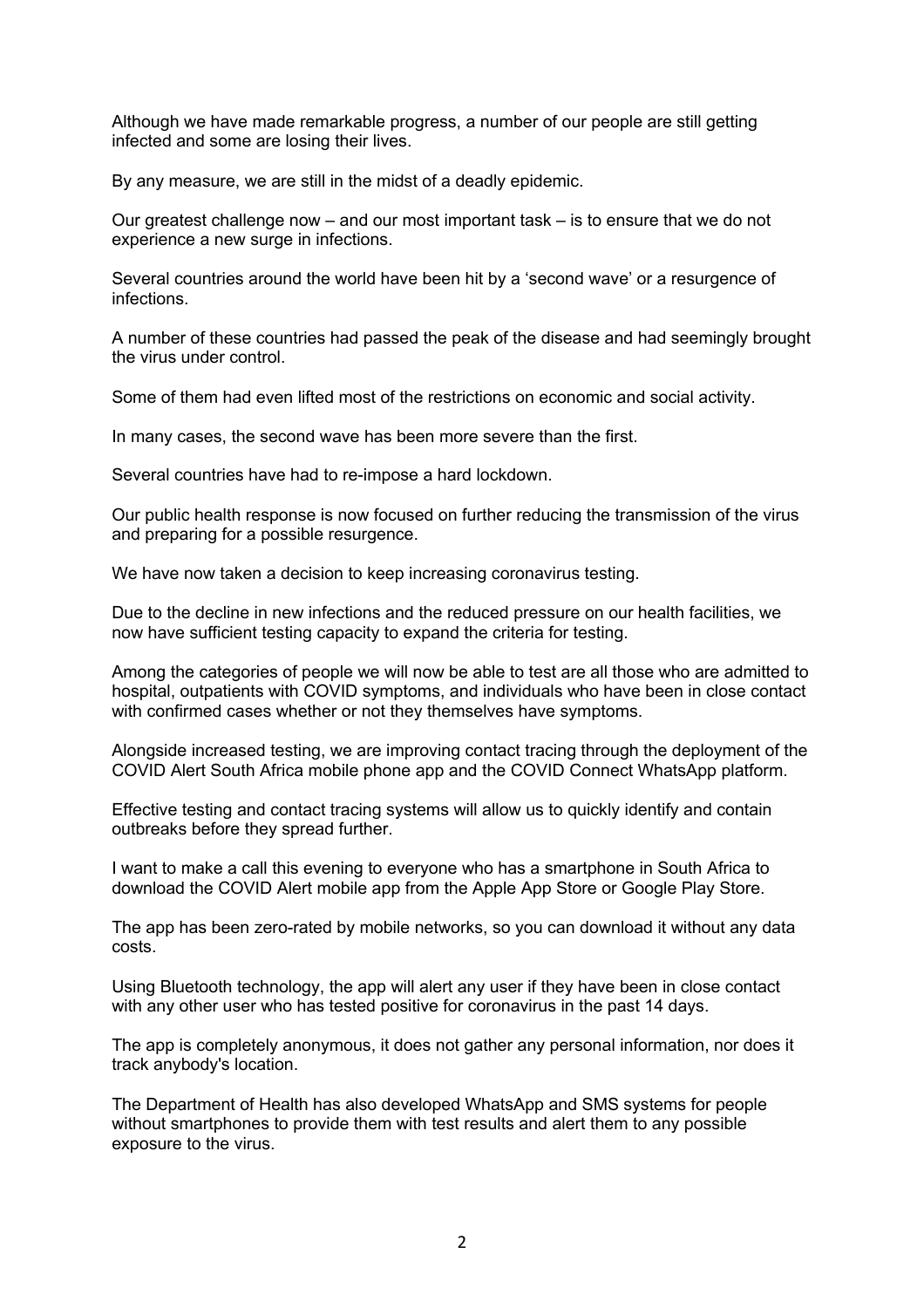Although we have made remarkable progress, a number of our people are still getting infected and some are losing their lives.

By any measure, we are still in the midst of a deadly epidemic.

Our greatest challenge now – and our most important task – is to ensure that we do not experience a new surge in infections.

Several countries around the world have been hit by a 'second wave' or a resurgence of infections.

A number of these countries had passed the peak of the disease and had seemingly brought the virus under control.

Some of them had even lifted most of the restrictions on economic and social activity.

In many cases, the second wave has been more severe than the first.

Several countries have had to re-impose a hard lockdown.

Our public health response is now focused on further reducing the transmission of the virus and preparing for a possible resurgence.

We have now taken a decision to keep increasing coronavirus testing.

Due to the decline in new infections and the reduced pressure on our health facilities, we now have sufficient testing capacity to expand the criteria for testing.

Among the categories of people we will now be able to test are all those who are admitted to hospital, outpatients with COVID symptoms, and individuals who have been in close contact with confirmed cases whether or not they themselves have symptoms.

Alongside increased testing, we are improving contact tracing through the deployment of the COVID Alert South Africa mobile phone app and the COVID Connect WhatsApp platform.

Effective testing and contact tracing systems will allow us to quickly identify and contain outbreaks before they spread further.

I want to make a call this evening to everyone who has a smartphone in South Africa to download the COVID Alert mobile app from the Apple App Store or Google Play Store.

The app has been zero-rated by mobile networks, so you can download it without any data costs.

Using Bluetooth technology, the app will alert any user if they have been in close contact with any other user who has tested positive for coronavirus in the past 14 days.

The app is completely anonymous, it does not gather any personal information, nor does it track anybody's location.

The Department of Health has also developed WhatsApp and SMS systems for people without smartphones to provide them with test results and alert them to any possible exposure to the virus.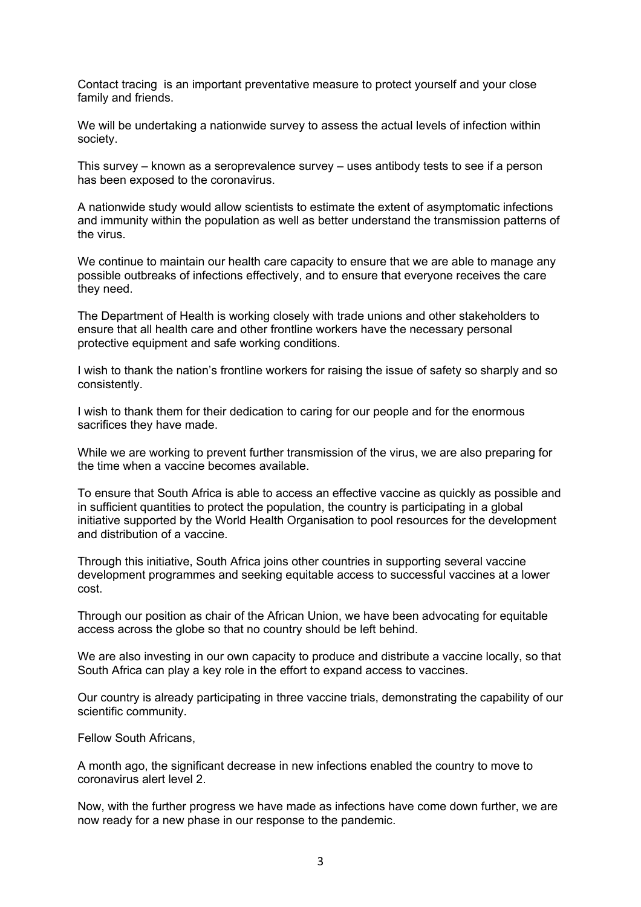Contact tracing is an important preventative measure to protect yourself and your close family and friends.

We will be undertaking a nationwide survey to assess the actual levels of infection within society.

This survey – known as a seroprevalence survey – uses antibody tests to see if a person has been exposed to the coronavirus.

A nationwide study would allow scientists to estimate the extent of asymptomatic infections and immunity within the population as well as better understand the transmission patterns of the virus.

We continue to maintain our health care capacity to ensure that we are able to manage any possible outbreaks of infections effectively, and to ensure that everyone receives the care they need.

The Department of Health is working closely with trade unions and other stakeholders to ensure that all health care and other frontline workers have the necessary personal protective equipment and safe working conditions.

I wish to thank the nation's frontline workers for raising the issue of safety so sharply and so consistently.

I wish to thank them for their dedication to caring for our people and for the enormous sacrifices they have made.

While we are working to prevent further transmission of the virus, we are also preparing for the time when a vaccine becomes available.

To ensure that South Africa is able to access an effective vaccine as quickly as possible and in sufficient quantities to protect the population, the country is participating in a global initiative supported by the World Health Organisation to pool resources for the development and distribution of a vaccine.

Through this initiative, South Africa joins other countries in supporting several vaccine development programmes and seeking equitable access to successful vaccines at a lower cost.

Through our position as chair of the African Union, we have been advocating for equitable access across the globe so that no country should be left behind.

We are also investing in our own capacity to produce and distribute a vaccine locally, so that South Africa can play a key role in the effort to expand access to vaccines.

Our country is already participating in three vaccine trials, demonstrating the capability of our scientific community.

Fellow South Africans,

A month ago, the significant decrease in new infections enabled the country to move to coronavirus alert level 2.

Now, with the further progress we have made as infections have come down further, we are now ready for a new phase in our response to the pandemic.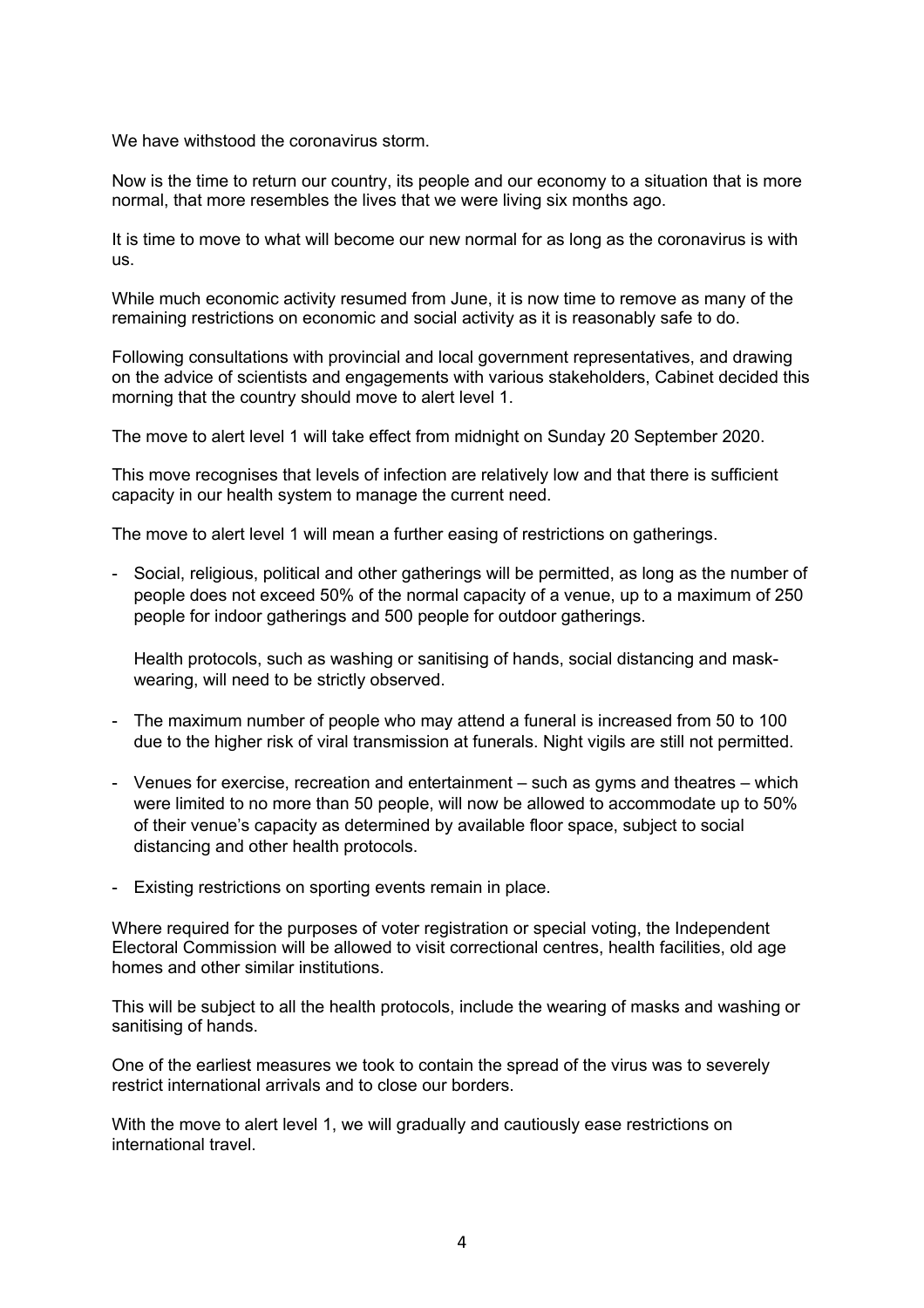We have withstood the coronavirus storm.

Now is the time to return our country, its people and our economy to a situation that is more normal, that more resembles the lives that we were living six months ago.

It is time to move to what will become our new normal for as long as the coronavirus is with us.

While much economic activity resumed from June, it is now time to remove as many of the remaining restrictions on economic and social activity as it is reasonably safe to do.

Following consultations with provincial and local government representatives, and drawing on the advice of scientists and engagements with various stakeholders, Cabinet decided this morning that the country should move to alert level 1.

The move to alert level 1 will take effect from midnight on Sunday 20 September 2020.

This move recognises that levels of infection are relatively low and that there is sufficient capacity in our health system to manage the current need.

The move to alert level 1 will mean a further easing of restrictions on gatherings.

- Social, religious, political and other gatherings will be permitted, as long as the number of people does not exceed 50% of the normal capacity of a venue, up to a maximum of 250 people for indoor gatherings and 500 people for outdoor gatherings.

  Health protocols, such as washing or sanitising of hands, social distancing and mask-wearing, will need to be strictly observed.

- The maximum number of people who may attend a funeral is increased from 50 to 100 due to the higher risk of viral transmission at funerals. Night vigils are still not permitted.

- Venues for exercise, recreation and entertainment – such as gyms and theatres – which were limited to no more than 50 people, will now be allowed to accommodate up to 50% of their venue's capacity as determined by available floor space, subject to social distancing and other health protocols.

- Existing restrictions on sporting events remain in place.

Where required for the purposes of voter registration or special voting, the Independent Electoral Commission will be allowed to visit correctional centres, health facilities, old age homes and other similar institutions.

This will be subject to all the health protocols, include the wearing of masks and washing or sanitising of hands.

One of the earliest measures we took to contain the spread of the virus was to severely restrict international arrivals and to close our borders.

With the move to alert level 1, we will gradually and cautiously ease restrictions on international travel.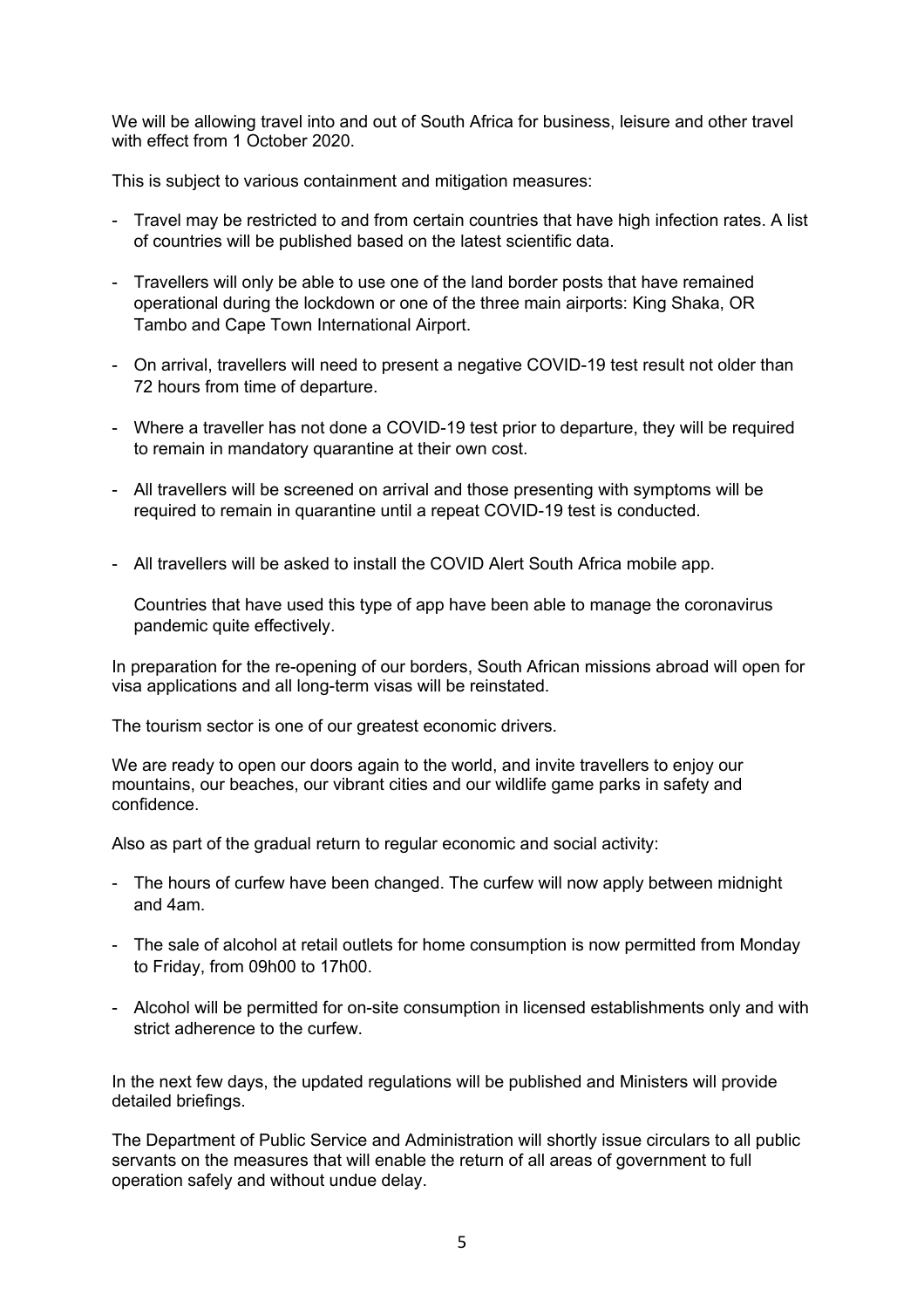We will be allowing travel into and out of South Africa for business, leisure and other travel with effect from 1 October 2020.

This is subject to various containment and mitigation measures:

- Travel may be restricted to and from certain countries that have high infection rates. A list of countries will be published based on the latest scientific data.
- Travellers will only be able to use one of the land border posts that have remained operational during the lockdown or one of the three main airports: King Shaka, OR Tambo and Cape Town International Airport.
- On arrival, travellers will need to present a negative COVID-19 test result not older than 72 hours from time of departure.
- Where a traveller has not done a COVID-19 test prior to departure, they will be required to remain in mandatory quarantine at their own cost.
- All travellers will be screened on arrival and those presenting with symptoms will be required to remain in quarantine until a repeat COVID-19 test is conducted.
- All travellers will be asked to install the COVID Alert South Africa mobile app.

  Countries that have used this type of app have been able to manage the coronavirus pandemic quite effectively.

In preparation for the re-opening of our borders, South African missions abroad will open for visa applications and all long-term visas will be reinstated.

The tourism sector is one of our greatest economic drivers.

We are ready to open our doors again to the world, and invite travellers to enjoy our mountains, our beaches, our vibrant cities and our wildlife game parks in safety and confidence.

Also as part of the gradual return to regular economic and social activity:

- The hours of curfew have been changed. The curfew will now apply between midnight and 4am.
- The sale of alcohol at retail outlets for home consumption is now permitted from Monday to Friday, from 09h00 to 17h00.
- Alcohol will be permitted for on-site consumption in licensed establishments only and with strict adherence to the curfew.

In the next few days, the updated regulations will be published and Ministers will provide detailed briefings.

The Department of Public Service and Administration will shortly issue circulars to all public servants on the measures that will enable the return of all areas of government to full operation safely and without undue delay.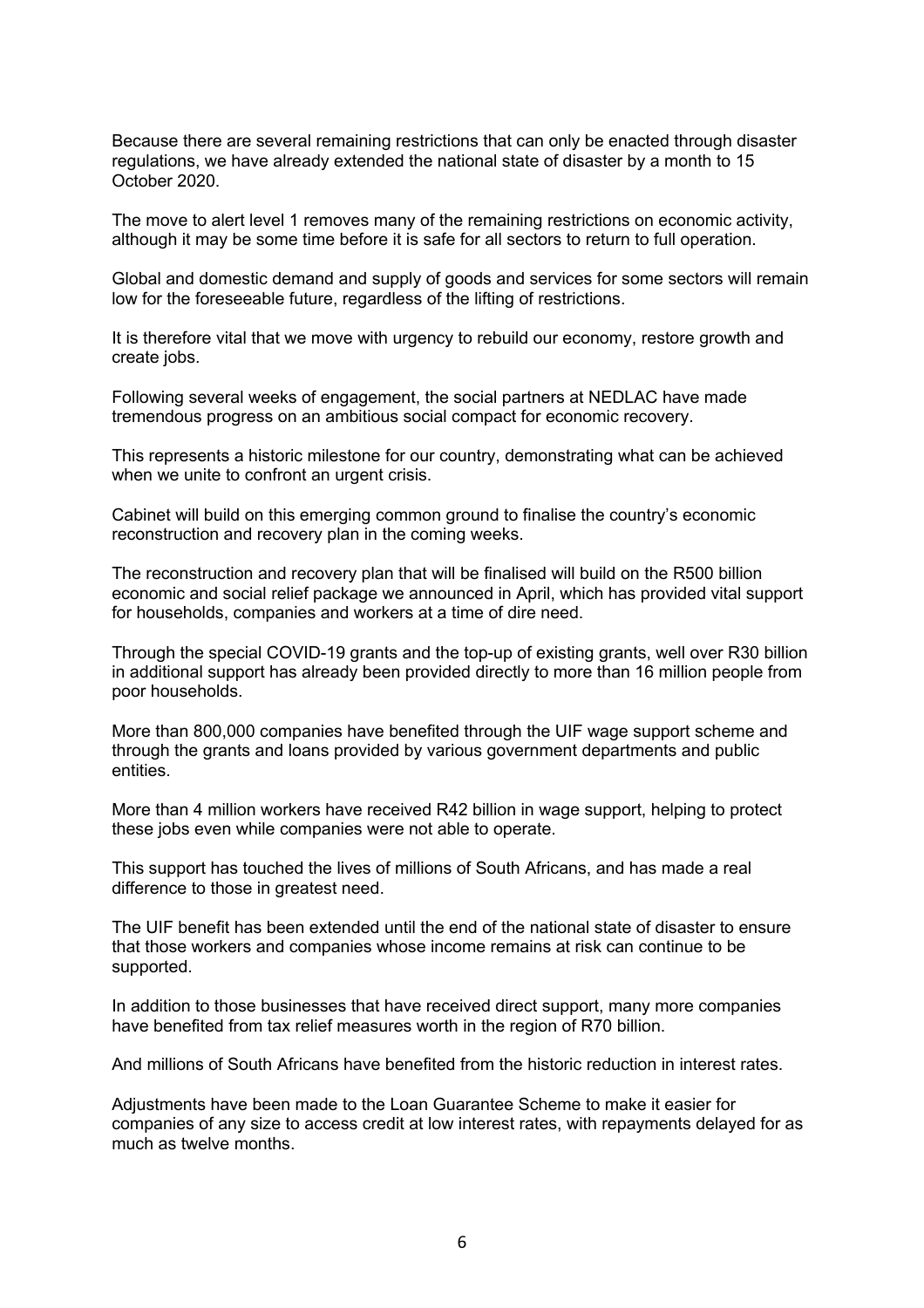Because there are several remaining restrictions that can only be enacted through disaster regulations, we have already extended the national state of disaster by a month to 15 October 2020.

The move to alert level 1 removes many of the remaining restrictions on economic activity, although it may be some time before it is safe for all sectors to return to full operation.

Global and domestic demand and supply of goods and services for some sectors will remain low for the foreseeable future, regardless of the lifting of restrictions.

It is therefore vital that we move with urgency to rebuild our economy, restore growth and create jobs.

Following several weeks of engagement, the social partners at NEDLAC have made tremendous progress on an ambitious social compact for economic recovery.

This represents a historic milestone for our country, demonstrating what can be achieved when we unite to confront an urgent crisis.

Cabinet will build on this emerging common ground to finalise the country's economic reconstruction and recovery plan in the coming weeks.

The reconstruction and recovery plan that will be finalised will build on the R500 billion economic and social relief package we announced in April, which has provided vital support for households, companies and workers at a time of dire need.

Through the special COVID-19 grants and the top-up of existing grants, well over R30 billion in additional support has already been provided directly to more than 16 million people from poor households.

More than 800,000 companies have benefited through the UIF wage support scheme and through the grants and loans provided by various government departments and public entities.

More than 4 million workers have received R42 billion in wage support, helping to protect these jobs even while companies were not able to operate.

This support has touched the lives of millions of South Africans, and has made a real difference to those in greatest need.

The UIF benefit has been extended until the end of the national state of disaster to ensure that those workers and companies whose income remains at risk can continue to be supported.

In addition to those businesses that have received direct support, many more companies have benefited from tax relief measures worth in the region of R70 billion.

And millions of South Africans have benefited from the historic reduction in interest rates.

Adjustments have been made to the Loan Guarantee Scheme to make it easier for companies of any size to access credit at low interest rates, with repayments delayed for as much as twelve months.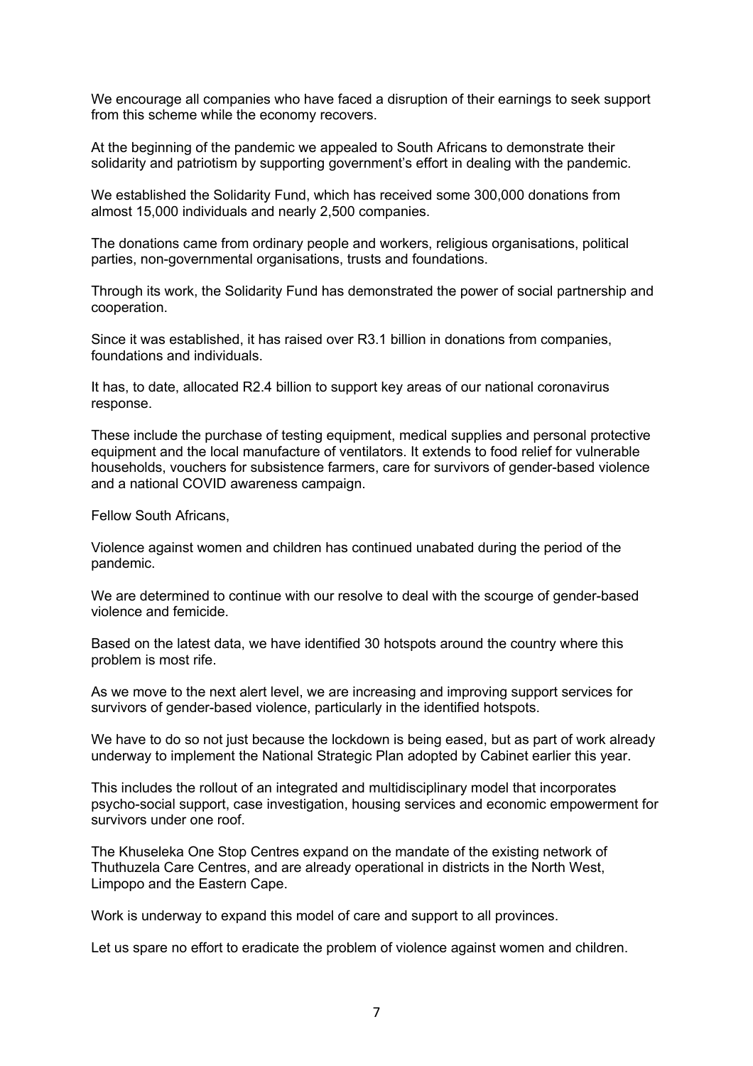We encourage all companies who have faced a disruption of their earnings to seek support from this scheme while the economy recovers.

At the beginning of the pandemic we appealed to South Africans to demonstrate their solidarity and patriotism by supporting government's effort in dealing with the pandemic.

We established the Solidarity Fund, which has received some 300,000 donations from almost 15,000 individuals and nearly 2,500 companies.

The donations came from ordinary people and workers, religious organisations, political parties, non-governmental organisations, trusts and foundations.

Through its work, the Solidarity Fund has demonstrated the power of social partnership and cooperation.

Since it was established, it has raised over R3.1 billion in donations from companies, foundations and individuals.

It has, to date, allocated R2.4 billion to support key areas of our national coronavirus response.

These include the purchase of testing equipment, medical supplies and personal protective equipment and the local manufacture of ventilators. It extends to food relief for vulnerable households, vouchers for subsistence farmers, care for survivors of gender-based violence and a national COVID awareness campaign.

Fellow South Africans,

Violence against women and children has continued unabated during the period of the pandemic.

We are determined to continue with our resolve to deal with the scourge of gender-based violence and femicide.

Based on the latest data, we have identified 30 hotspots around the country where this problem is most rife.

As we move to the next alert level, we are increasing and improving support services for survivors of gender-based violence, particularly in the identified hotspots.

We have to do so not just because the lockdown is being eased, but as part of work already underway to implement the National Strategic Plan adopted by Cabinet earlier this year.

This includes the rollout of an integrated and multidisciplinary model that incorporates psycho-social support, case investigation, housing services and economic empowerment for survivors under one roof.

The Khuseleka One Stop Centres expand on the mandate of the existing network of Thuthuzela Care Centres, and are already operational in districts in the North West, Limpopo and the Eastern Cape.

Work is underway to expand this model of care and support to all provinces.

Let us spare no effort to eradicate the problem of violence against women and children.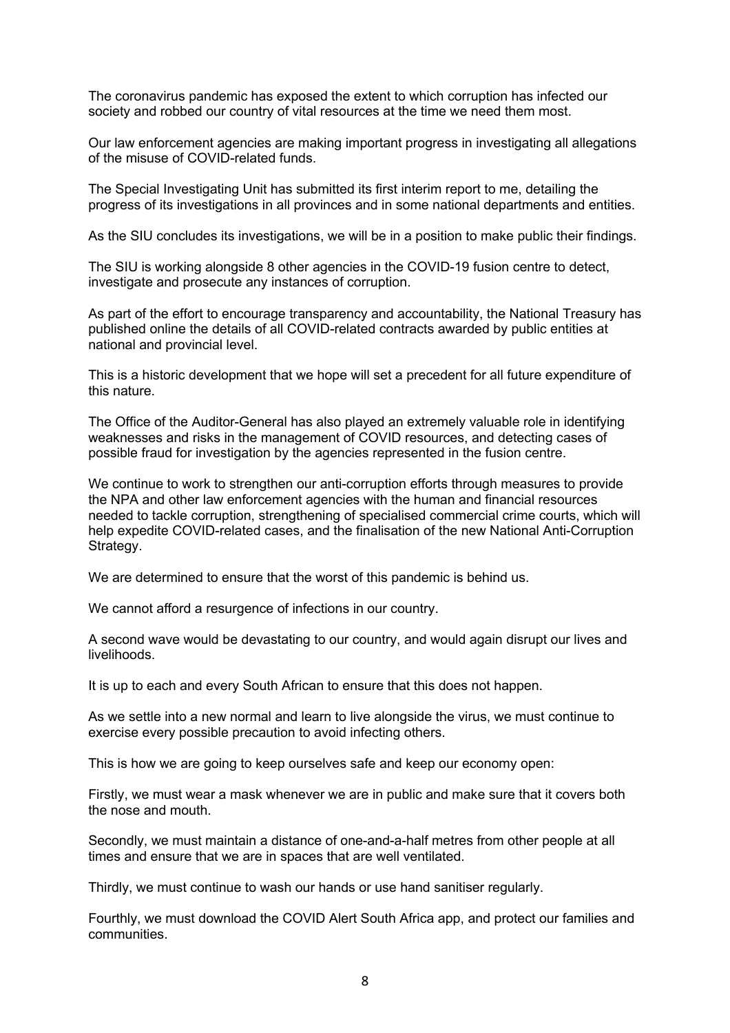The coronavirus pandemic has exposed the extent to which corruption has infected our society and robbed our country of vital resources at the time we need them most.

Our law enforcement agencies are making important progress in investigating all allegations of the misuse of COVID-related funds.

The Special Investigating Unit has submitted its first interim report to me, detailing the progress of its investigations in all provinces and in some national departments and entities.

As the SIU concludes its investigations, we will be in a position to make public their findings.

The SIU is working alongside 8 other agencies in the COVID-19 fusion centre to detect, investigate and prosecute any instances of corruption.

As part of the effort to encourage transparency and accountability, the National Treasury has published online the details of all COVID-related contracts awarded by public entities at national and provincial level.

This is a historic development that we hope will set a precedent for all future expenditure of this nature.

The Office of the Auditor-General has also played an extremely valuable role in identifying weaknesses and risks in the management of COVID resources, and detecting cases of possible fraud for investigation by the agencies represented in the fusion centre.

We continue to work to strengthen our anti-corruption efforts through measures to provide the NPA and other law enforcement agencies with the human and financial resources needed to tackle corruption, strengthening of specialised commercial crime courts, which will help expedite COVID-related cases, and the finalisation of the new National Anti-Corruption Strategy.

We are determined to ensure that the worst of this pandemic is behind us.

We cannot afford a resurgence of infections in our country.

A second wave would be devastating to our country, and would again disrupt our lives and livelihoods.

It is up to each and every South African to ensure that this does not happen.

As we settle into a new normal and learn to live alongside the virus, we must continue to exercise every possible precaution to avoid infecting others.

This is how we are going to keep ourselves safe and keep our economy open:

Firstly, we must wear a mask whenever we are in public and make sure that it covers both the nose and mouth.

Secondly, we must maintain a distance of one-and-a-half metres from other people at all times and ensure that we are in spaces that are well ventilated.

Thirdly, we must continue to wash our hands or use hand sanitiser regularly.

Fourthly, we must download the COVID Alert South Africa app, and protect our families and communities.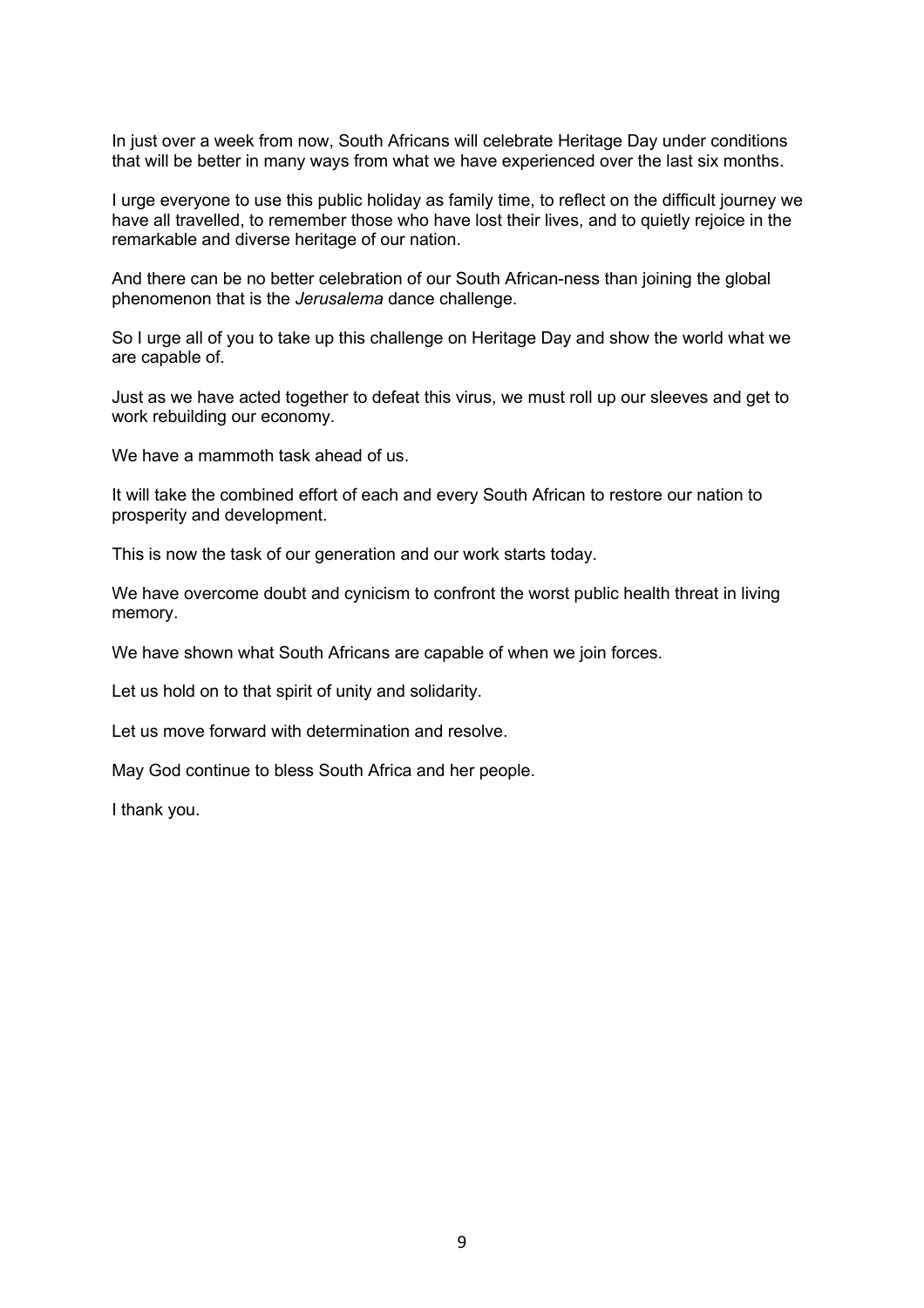In just over a week from now, South Africans will celebrate Heritage Day under conditions that will be better in many ways from what we have experienced over the last six months.

I urge everyone to use this public holiday as family time, to reflect on the difficult journey we have all travelled, to remember those who have lost their lives, and to quietly rejoice in the remarkable and diverse heritage of our nation.

And there can be no better celebration of our South African-ness than joining the global phenomenon that is the *Jerusalema* dance challenge.

So I urge all of you to take up this challenge on Heritage Day and show the world what we are capable of.

Just as we have acted together to defeat this virus, we must roll up our sleeves and get to work rebuilding our economy.

We have a mammoth task ahead of us.

It will take the combined effort of each and every South African to restore our nation to prosperity and development.

This is now the task of our generation and our work starts today.

We have overcome doubt and cynicism to confront the worst public health threat in living memory.

We have shown what South Africans are capable of when we join forces.

Let us hold on to that spirit of unity and solidarity.

Let us move forward with determination and resolve.

May God continue to bless South Africa and her people.

I thank you.